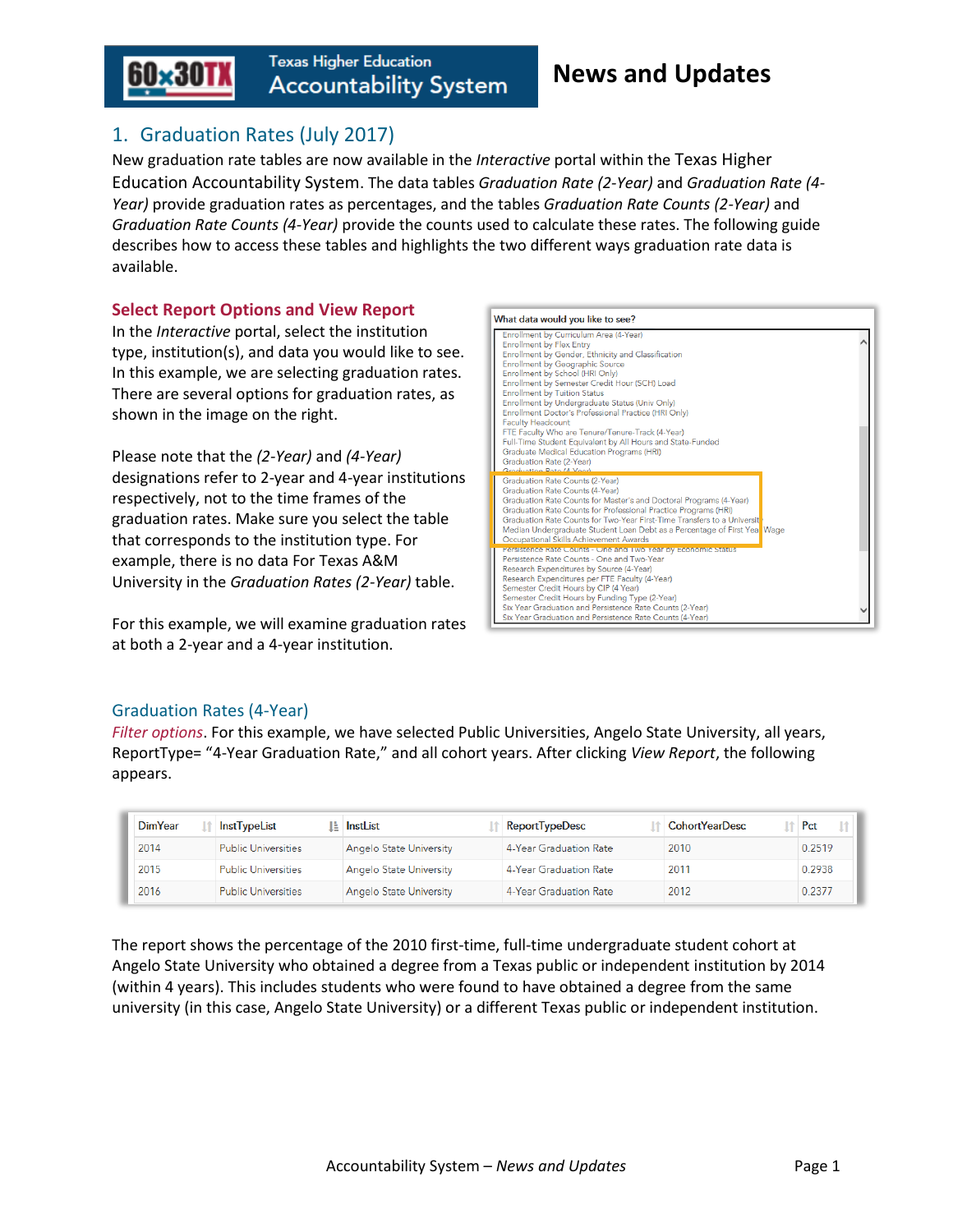# News and Updates

Texas Higher Education Accountability System

## 1. Graduation Rates (July 2017)

New graduation rate tables are now available in the *Interactive* portal within the Texas Higher Education Accountability System. The data tables *Graduation Rate (2-Year)* and *Graduation Rate (4-Year)* provide graduation rates as percentages, and the tables *Graduation Rate Counts (2-Year)* and *Graduation Rate Counts (4-Year)* provide the counts used to calculate these rates. The following guide describes how to access these tables and highlights the two different ways graduation rate data is available.

### Select Report Options and View Report

In the *Interactive* portal, select the institution type, institution(s), and data you would like to see. In this example, we are selecting graduation rates. There are several options for graduation rates, as shown in the image on the right.

Please note that the *(2-Year)* and *(4-Year)* designations refer to 2-year and 4-year institutions respectively, not to the time frames of the graduation rates. Make sure you select the table that corresponds to the institution type. For example, there is no data For Texas A&M University in the *Graduation Rates (2-Year)* table.

For this example, we will examine graduation rates at both a 2-year and a 4-year institution.

What data would you like to see?

- Enrollment by Curriculum Area (4-Year)
- Enrollment by Flex Entry
- Enrollment by Gender, Ethnicity and Classification
- Enrollment by Geographic Source
- Enrollment by School (HRI Only)
- Enrollment by Semester Credit Hour (SCH) Load
- Enrollment by Tuition Status
- Enrollment by Undergraduate Status (Univ Only)
- Enrollment Doctor's Professional Practice (HRI Only)
- Faculty Headcount
- FTE Faculty Who are Tenure/Tenure-Track (4-Year)
- Full-Time Student Equivalent by All Hours and State-Funded
- Graduate Medical Education Programs (HRI)
- Graduation Rate (2-Year)
- Graduation Rate (4-Year)
- Graduation Rate Counts (2-Year)
- Graduation Rate Counts (4-Year)
- Graduation Rate Counts for Master's and Doctoral Programs (4-Year)
- Graduation Rate Counts for Professional Practice Programs (HRI)
- Graduation Rate Counts for Two-Year First-Time Transfers to a University
- Median Undergraduate Student Loan Debt as a Percentage of First Year Wage
- Occupational Skills Achievement Awards
- Persistence Rate Counts - One and Two Year by Economic Status
- Persistence Rate Counts - One and Two-Year
- Research Expenditures by Source (4-Year)
- Research Expenditures per FTE Faculty (4-Year)
- Semester Credit Hours by CIP (4 Year)
- Semester Credit Hours by Funding Type (2-Year)
- Six Year Graduation and Persistence Rate Counts (2-Year)
- Six Year Graduation and Persistence Rate Counts (4-Year)

### Graduation Rates (4-Year)

*Filter options*. For this example, we have selected Public Universities, Angelo State University, all years, ReportType= "4-Year Graduation Rate," and all cohort years. After clicking *View Report*, the following appears.

| DimYear | InstTypeList | InstList | ReportTypeDesc | CohortYearDesc | Pct |
|---|---|---|---|---|---|
| 2014 | Public Universities | Angelo State University | 4-Year Graduation Rate | 2010 | 0.2519 |
| 2015 | Public Universities | Angelo State University | 4-Year Graduation Rate | 2011 | 0.2938 |
| 2016 | Public Universities | Angelo State University | 4-Year Graduation Rate | 2012 | 0.2377 |

The report shows the percentage of the 2010 first-time, full-time undergraduate student cohort at Angelo State University who obtained a degree from a Texas public or independent institution by 2014 (within 4 years). This includes students who were found to have obtained a degree from the same university (in this case, Angelo State University) or a different Texas public or independent institution.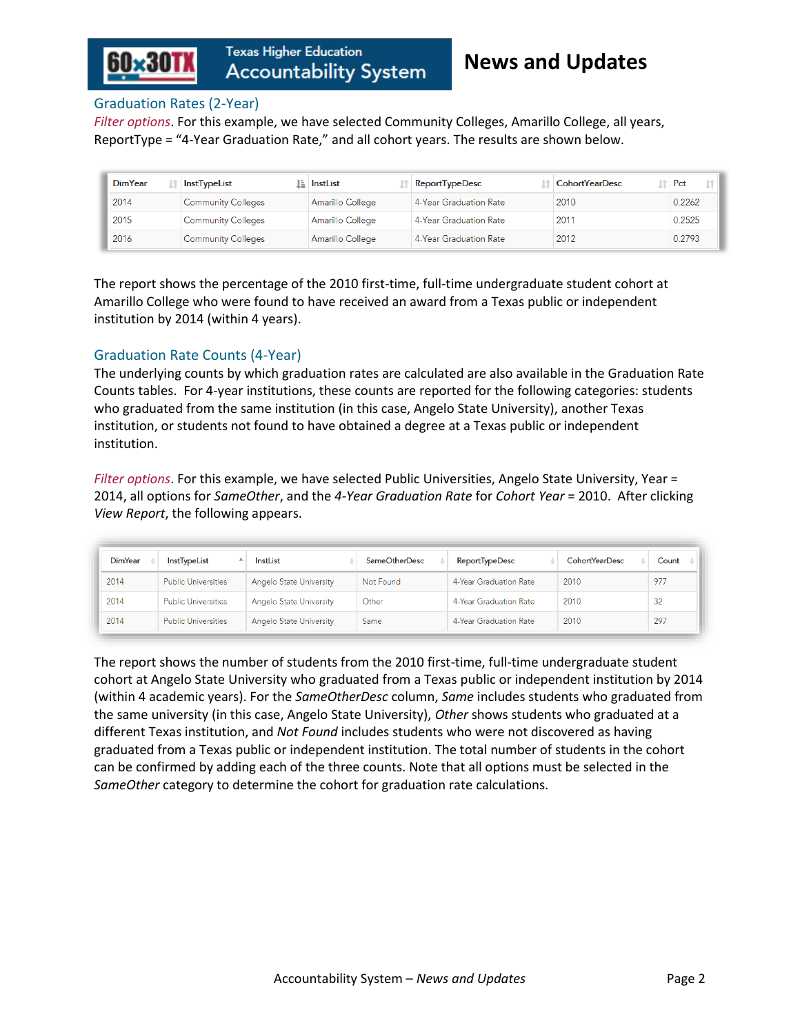## Graduation Rates (2-Year)

*Filter options*. For this example, we have selected Community Colleges, Amarillo College, all years, ReportType = "4-Year Graduation Rate," and all cohort years. The results are shown below.

| DimYear | InstTypeList | InstList | ReportTypeDesc | CohortYearDesc | Pct |
|---|---|---|---|---|---|
| 2014 | Community Colleges | Amarillo College | 4-Year Graduation Rate | 2010 | 0.2262 |
| 2015 | Community Colleges | Amarillo College | 4-Year Graduation Rate | 2011 | 0.2525 |
| 2016 | Community Colleges | Amarillo College | 4-Year Graduation Rate | 2012 | 0.2793 |

The report shows the percentage of the 2010 first-time, full-time undergraduate student cohort at Amarillo College who were found to have received an award from a Texas public or independent institution by 2014 (within 4 years).

## Graduation Rate Counts (4-Year)

The underlying counts by which graduation rates are calculated are also available in the Graduation Rate Counts tables. For 4-year institutions, these counts are reported for the following categories: students who graduated from the same institution (in this case, Angelo State University), another Texas institution, or students not found to have obtained a degree at a Texas public or independent institution.

*Filter options*. For this example, we have selected Public Universities, Angelo State University, Year = 2014, all options for *SameOther*, and the *4-Year Graduation Rate* for *Cohort Year* = 2010. After clicking *View Report*, the following appears.

| DimYear | InstTypeList | InstList | SameOtherDesc | ReportTypeDesc | CohortYearDesc | Count |
|---|---|---|---|---|---|---|
| 2014 | Public Universities | Angelo State University | Not Found | 4-Year Graduation Rate | 2010 | 977 |
| 2014 | Public Universities | Angelo State University | Other | 4-Year Graduation Rate | 2010 | 32 |
| 2014 | Public Universities | Angelo State University | Same | 4-Year Graduation Rate | 2010 | 297 |

The report shows the number of students from the 2010 first-time, full-time undergraduate student cohort at Angelo State University who graduated from a Texas public or independent institution by 2014 (within 4 academic years). For the *SameOtherDesc* column, *Same* includes students who graduated from the same university (in this case, Angelo State University), *Other* shows students who graduated at a different Texas institution, and *Not Found* includes students who were not discovered as having graduated from a Texas public or independent institution. The total number of students in the cohort can be confirmed by adding each of the three counts. Note that all options must be selected in the *SameOther* category to determine the cohort for graduation rate calculations.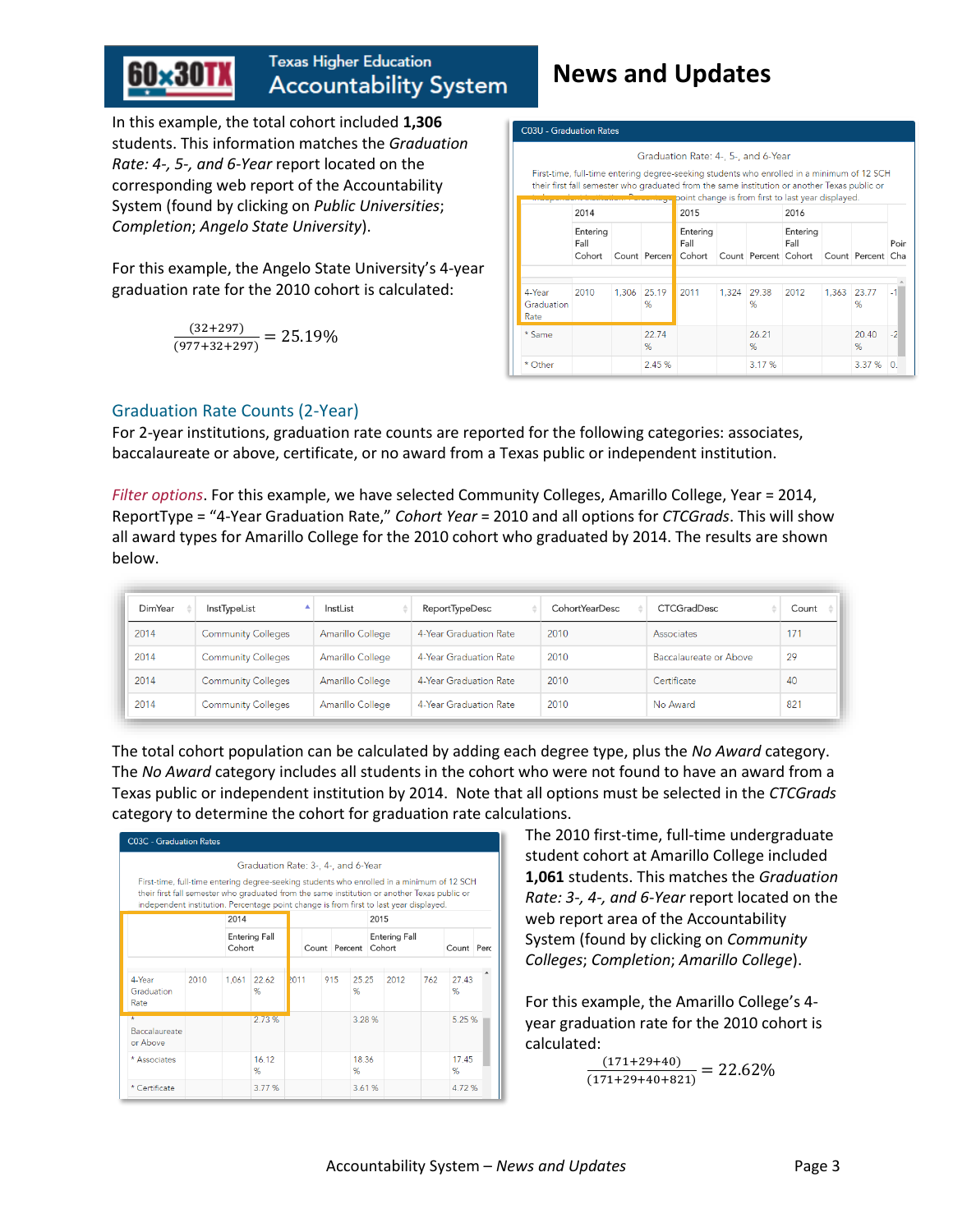# News and Updates

In this example, the total cohort included **1,306** students. This information matches the *Graduation Rate: 4-, 5-, and 6-Year* report located on the corresponding web report of the Accountability System (found by clicking on *Public Universities*; *Completion*; *Angelo State University*).

For this example, the Angelo State University's 4-year graduation rate for the 2010 cohort is calculated:

$$\frac{(32+297)}{(977+32+297)} = 25.19\%$$

C03U - Graduation Rates

Graduation Rate: 4-, 5-, and 6-Year

First-time, full-time entering degree-seeking students who enrolled in a minimum of 12 SCH their first fall semester who graduated from the same institution or another Texas public or independent institution. Percentage point change is from first to last year displayed.

| | 2014 | | | 2015 | | | 2016 | | | |
|---|---|---|---|---|---|---|---|---|---|---|
| | Entering Fall Cohort | Count | Percent | Entering Fall Cohort | Count | Percent | Entering Fall Cohort | Count | Percent | Point Cha |
| 4-Year Graduation Rate | 2010 | 1,306 | 25.19 % | 2011 | 1,324 | 29.38 % | 2012 | 1,363 | 23.77 % | -1 |
| * Same | | | 22.74 % | | | 26.21 % | | | 20.40 % | -2 |
| * Other | | | 2.45 % | | | 3.17 % | | | 3.37 % | 0. |

## Graduation Rate Counts (2-Year)

For 2-year institutions, graduation rate counts are reported for the following categories: associates, baccalaureate or above, certificate, or no award from a Texas public or independent institution.

*Filter options*. For this example, we have selected Community Colleges, Amarillo College, Year = 2014, ReportType = "4-Year Graduation Rate," *Cohort Year* = 2010 and all options for *CTCGrads*. This will show all award types for Amarillo College for the 2010 cohort who graduated by 2014. The results are shown below.

| DimYear | InstTypeList | InstList | ReportTypeDesc | CohortYearDesc | CTCGradDesc | Count |
|---|---|---|---|---|---|---|
| 2014 | Community Colleges | Amarillo College | 4-Year Graduation Rate | 2010 | Associates | 171 |
| 2014 | Community Colleges | Amarillo College | 4-Year Graduation Rate | 2010 | Baccalaureate or Above | 29 |
| 2014 | Community Colleges | Amarillo College | 4-Year Graduation Rate | 2010 | Certificate | 40 |
| 2014 | Community Colleges | Amarillo College | 4-Year Graduation Rate | 2010 | No Award | 821 |

The total cohort population can be calculated by adding each degree type, plus the *No Award* category. The *No Award* category includes all students in the cohort who were not found to have an award from a Texas public or independent institution by 2014. Note that all options must be selected in the *CTCGrads* category to determine the cohort for graduation rate calculations.

C03C - Graduation Rates

Graduation Rate: 3-, 4-, and 6-Year

First-time, full-time entering degree-seeking students who enrolled in a minimum of 12 SCH their first fall semester who graduated from the same institution or another Texas public or independent institution. Percentage point change is from first to last year displayed.

| | 2014 | | | 2015 | | | | | |
|---|---|---|---|---|---|---|---|---|---|
| | Entering Fall Cohort | Count | Percent | Entering Fall Cohort | Count | Percent | | Count | Perc |
| 4-Year Graduation Rate | 2010 | 1,061 | 22.62 % | 2011 | 915 | 25.25 % | 2012 | 762 | 27.43 % |
| * Baccalaureate or Above | | | 2.73 % | | | 3.28 % | | | 5.25 % |
| * Associates | | | 16.12 % | | | 18.36 % | | | 17.45 % |
| * Certificate | | | 3.77 % | | | 3.61 % | | | 4.72 % |

The 2010 first-time, full-time undergraduate student cohort at Amarillo College included **1,061** students. This matches the *Graduation Rate: 3-, 4-, and 6-Year* report located on the web report area of the Accountability System (found by clicking on *Community Colleges*; *Completion*; *Amarillo College*).

For this example, the Amarillo College's 4-year graduation rate for the 2010 cohort is calculated:

$$\frac{(171+29+40)}{(171+29+40+821)} = 22.62\%$$